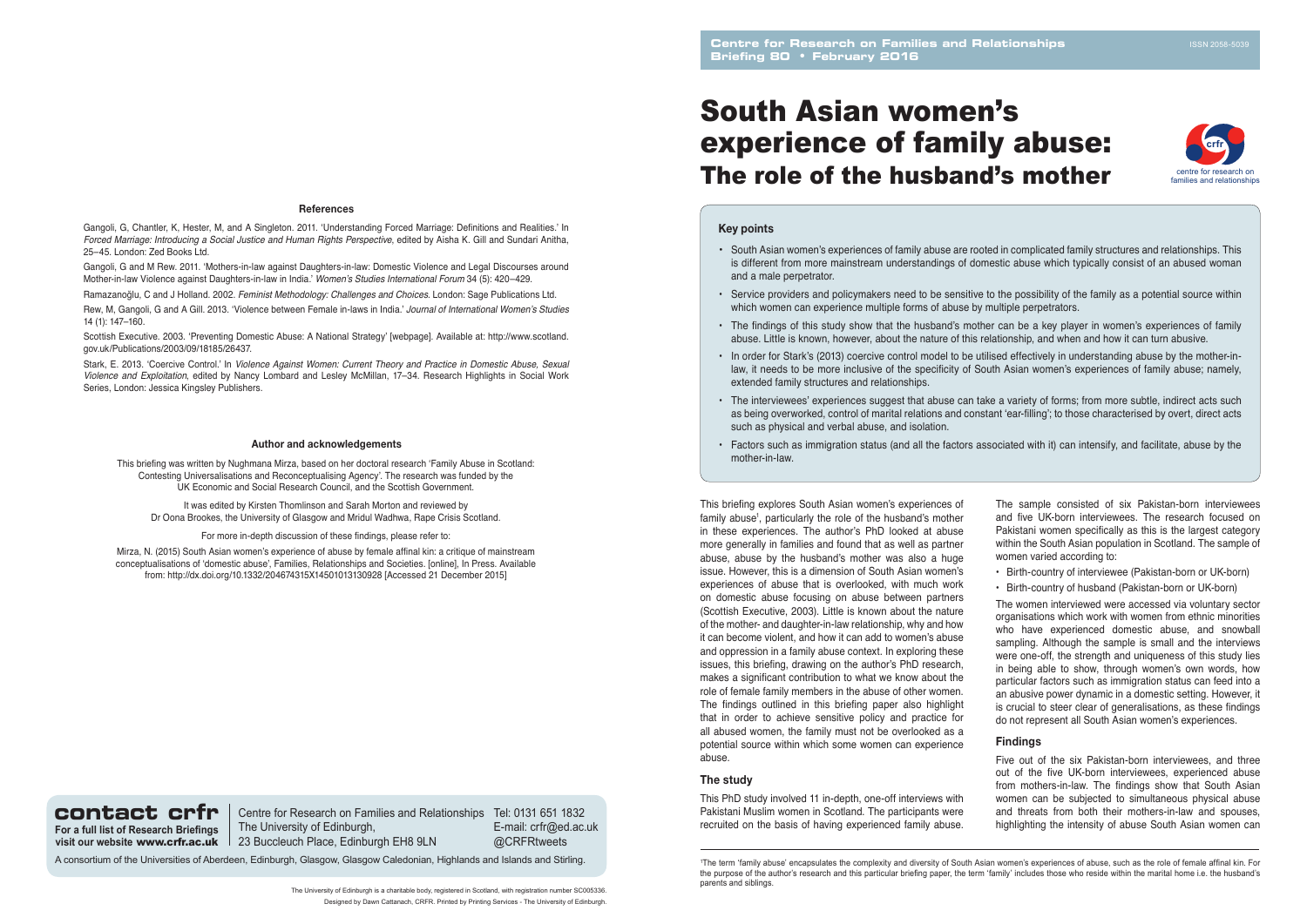Centre for Research on Families and Relationships
Briefing 80 • February 2016

ISSN 2058-5039

# South Asian women's experience of family abuse: The role of the husband's mother

centre for research on families and relationships

### Key points

- South Asian women's experiences of family abuse are rooted in complicated family structures and relationships. This is different from more mainstream understandings of domestic abuse which typically consist of an abused woman and a male perpetrator.
- Service providers and policymakers need to be sensitive to the possibility of the family as a potential source within which women can experience multiple forms of abuse by multiple perpetrators.
- The findings of this study show that the husband's mother can be a key player in women's experiences of family abuse. Little is known, however, about the nature of this relationship, and when and how it can turn abusive.
- In order for Stark's (2013) coercive control model to be utilised effectively in understanding abuse by the mother-in-law, it needs to be more inclusive of the specificity of South Asian women's experiences of family abuse; namely, extended family structures and relationships.
- The interviewees' experiences suggest that abuse can take a variety of forms; from more subtle, indirect acts such as being overworked, control of marital relations and constant 'ear-filling'; to those characterised by overt, direct acts such as physical and verbal abuse, and isolation.
- Factors such as immigration status (and all the factors associated with it) can intensify, and facilitate, abuse by the mother-in-law.

This briefing explores South Asian women's experiences of family abuse[1], particularly the role of the husband's mother in these experiences. The author's PhD looked at abuse more generally in families and found that as well as partner abuse, abuse by the husband's mother was also a huge issue. However, this is a dimension of South Asian women's experiences of abuse that is overlooked, with much work on domestic abuse focusing on abuse between partners (Scottish Executive, 2003). Little is known about the nature of the mother- and daughter-in-law relationship, why and how it can become violent, and how it can add to women's abuse and oppression in a family abuse context. In exploring these issues, this briefing, drawing on the author's PhD research, makes a significant contribution to what we know about the role of female family members in the abuse of other women. The findings outlined in this briefing paper also highlight that in order to achieve sensitive policy and practice for all abused women, the family must not be overlooked as a potential source within which some women can experience abuse.

### The study

This PhD study involved 11 in-depth, one-off interviews with Pakistani Muslim women in Scotland. The participants were recruited on the basis of having experienced family abuse. The sample consisted of six Pakistan-born interviewees and five UK-born interviewees. The research focused on Pakistani women specifically as this is the largest category within the South Asian population in Scotland. The sample of women varied according to:

- Birth-country of interviewee (Pakistan-born or UK-born)
- Birth-country of husband (Pakistan-born or UK-born)

The women interviewed were accessed via voluntary sector organisations which work with women from ethnic minorities who have experienced domestic abuse, and snowball sampling. Although the sample is small and the interviews were one-off, the strength and uniqueness of this study lies in being able to show, through women's own words, how particular factors such as immigration status can feed into a an abusive power dynamic in a domestic setting. However, it is crucial to steer clear of generalisations, as these findings do not represent all South Asian women's experiences.

### Findings

Five out of the six Pakistan-born interviewees, and three out of the five UK-born interviewees, experienced abuse from mothers-in-law. The findings show that South Asian women can be subjected to simultaneous physical abuse and threats from both their mothers-in-law and spouses, highlighting the intensity of abuse South Asian women can

[1]The term 'family abuse' encapsulates the complexity and diversity of South Asian women's experiences of abuse, such as the role of female affinal kin. For the purpose of the author's research and this particular briefing paper, the term 'family' includes those who reside within the marital home i.e. the husband's parents and siblings.

### References

Gangoli, G, Chantler, K, Hester, M, and A Singleton. 2011. 'Understanding Forced Marriage: Definitions and Realities.' In *Forced Marriage: Introducing a Social Justice and Human Rights Perspective*, edited by Aisha K. Gill and Sundari Anitha, 25–45. London: Zed Books Ltd.

Gangoli, G and M Rew. 2011. 'Mothers-in-law against Daughters-in-law: Domestic Violence and Legal Discourses around Mother-in-law Violence against Daughters-in-law in India.' *Women's Studies International Forum* 34 (5): 420–429.

Ramazanoğlu, C and J Holland. 2002. *Feminist Methodology: Challenges and Choices*. London: Sage Publications Ltd.

Rew, M, Gangoli, G and A Gill. 2013. 'Violence between Female in-laws in India.' *Journal of International Women's Studies* 14 (1): 147–160.

Scottish Executive. 2003. 'Preventing Domestic Abuse: A National Strategy' [webpage]. Available at: http://www.scotland.gov.uk/Publications/2003/09/18185/26437.

Stark, E. 2013. 'Coercive Control.' In *Violence Against Women: Current Theory and Practice in Domestic Abuse, Sexual Violence and Exploitation*, edited by Nancy Lombard and Lesley McMillan, 17–34. Research Highlights in Social Work Series, London: Jessica Kingsley Publishers.

### Author and acknowledgements

This briefing was written by Nughmana Mirza, based on her doctoral research 'Family Abuse in Scotland: Contesting Universalisations and Reconceptualising Agency'. The research was funded by the UK Economic and Social Research Council, and the Scottish Government.

It was edited by Kirsten Thomlinson and Sarah Morton and reviewed by Dr Oona Brookes, the University of Glasgow and Mridul Wadhwa, Rape Crisis Scotland.

For more in-depth discussion of these findings, please refer to:

Mirza, N. (2015) South Asian women's experience of abuse by female affinal kin: a critique of mainstream conceptualisations of 'domestic abuse', Families, Relationships and Societies. [online], In Press. Available from: http://dx.doi.org/10.1332/204674315X14501013130928 [Accessed 21 December 2015]

**contact crfr**

**For a full list of Research Briefings visit our website www.crfr.ac.uk**

Centre for Research on Families and Relationships
The University of Edinburgh,
23 Buccleuch Place, Edinburgh EH8 9LN

Tel: 0131 651 1832
E-mail: crfr@ed.ac.uk
@CRFRtweets

A consortium of the Universities of Aberdeen, Edinburgh, Glasgow, Glasgow Caledonian, Highlands and Islands and Stirling.

The University of Edinburgh is a charitable body, registered in Scotland, with registration number SC005336.
Designed by Dawn Cattanach, CRFR. Printed by Printing Services - The University of Edinburgh.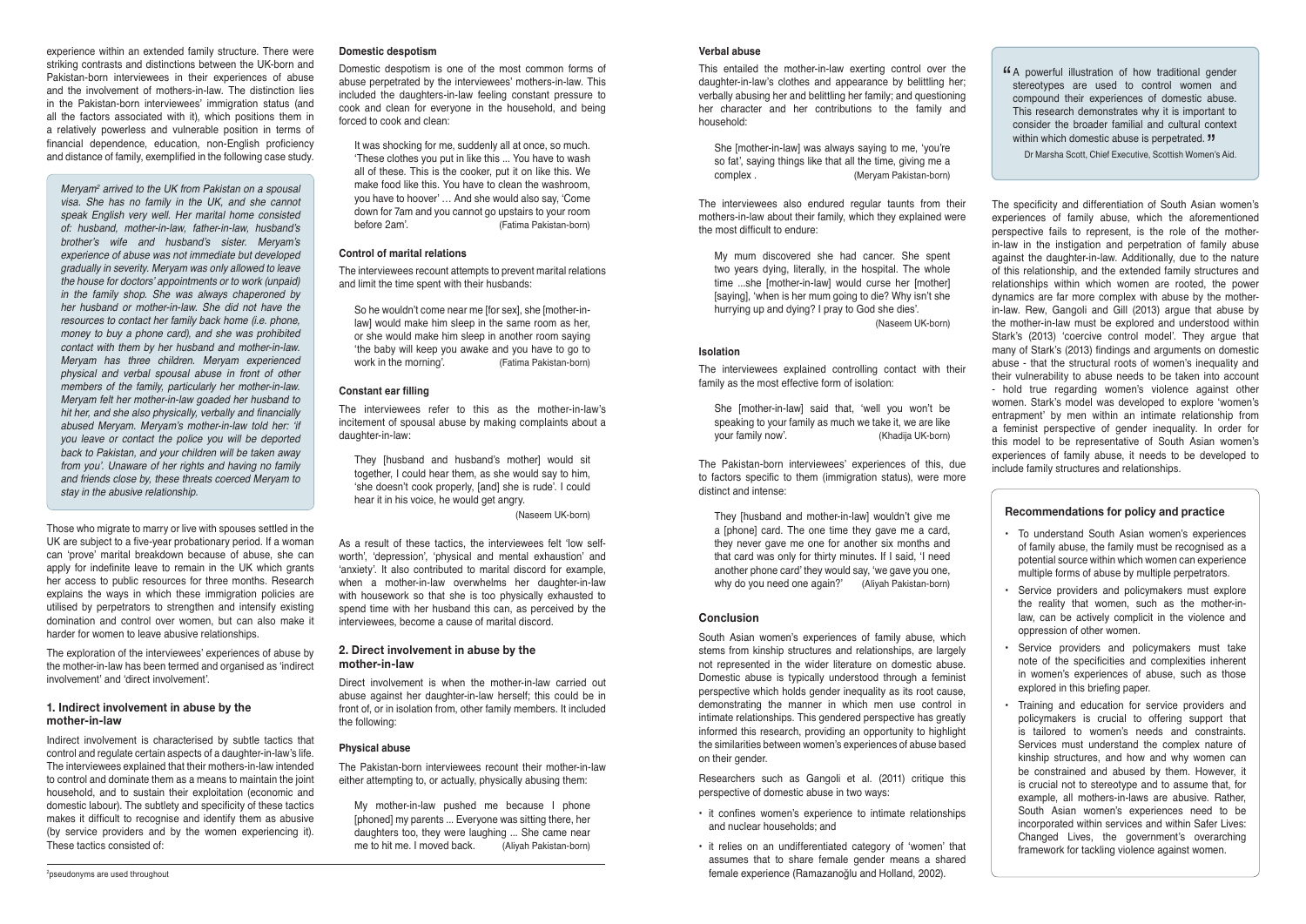experience within an extended family structure. There were striking contrasts and distinctions between the UK-born and Pakistan-born interviewees in their experiences of abuse and the involvement of mothers-in-law. The distinction lies in the Pakistan-born interviewees' immigration status (and all the factors associated with it), which positions them in a relatively powerless and vulnerable position in terms of financial dependence, education, non-English proficiency and distance of family, exemplified in the following case study.

*Meryam[2] arrived to the UK from Pakistan on a spousal visa. She has no family in the UK, and she cannot speak English very well. Her marital home consisted of: husband, mother-in-law, father-in-law, husband's brother's wife and husband's sister. Meryam's experience of abuse was not immediate but developed gradually in severity. Meryam was only allowed to leave the house for doctors' appointments or to work (unpaid) in the family shop. She was always chaperoned by her husband or mother-in-law. She did not have the resources to contact her family back home (i.e. phone, money to buy a phone card), and she was prohibited contact with them by her husband and mother-in-law. Meryam has three children. Meryam experienced physical and verbal spousal abuse in front of other members of the family, particularly her mother-in-law. Meryam felt her mother-in-law goaded her husband to hit her, and she also physically, verbally and financially abused Meryam. Meryam's mother-in-law told her: 'if you leave or contact the police you will be deported back to Pakistan, and your children will be taken away from you'. Unaware of her rights and having no family and friends close by, these threats coerced Meryam to stay in the abusive relationship.*

Those who migrate to marry or live with spouses settled in the UK are subject to a five-year probationary period. If a woman can 'prove' marital breakdown because of abuse, she can apply for indefinite leave to remain in the UK which grants her access to public resources for three months. Research explains the ways in which these immigration policies are utilised by perpetrators to strengthen and intensify existing domination and control over women, but can also make it harder for women to leave abusive relationships.

The exploration of the interviewees' experiences of abuse by the mother-in-law has been termed and organised as 'indirect involvement' and 'direct involvement'.

## 1. Indirect involvement in abuse by the mother-in-law

Indirect involvement is characterised by subtle tactics that control and regulate certain aspects of a daughter-in-law's life. The interviewees explained that their mothers-in-law intended to control and dominate them as a means to maintain the joint household, and to sustain their exploitation (economic and domestic labour). The subtlety and specificity of these tactics makes it difficult to recognise and identify them as abusive (by service providers and by the women experiencing it). These tactics consisted of:

### Domestic despotism

Domestic despotism is one of the most common forms of abuse perpetrated by the interviewees' mothers-in-law. This included the daughters-in-law feeling constant pressure to cook and clean for everyone in the household, and being forced to cook and clean:

> It was shocking for me, suddenly all at once, so much. 'These clothes you put in like this ... You have to wash all of these. This is the cooker, put it on like this. We make food like this. You have to clean the washroom, you have to hoover' … And she would also say, 'Come down for 7am and you cannot go upstairs to your room before 2am'. (Fatima Pakistan-born)

### Control of marital relations

The interviewees recount attempts to prevent marital relations and limit the time spent with their husbands:

> So he wouldn't come near me [for sex], she [mother-in-law] would make him sleep in the same room as her, or she would make him sleep in another room saying 'the baby will keep you awake and you have to go to work in the morning'. (Fatima Pakistan-born)

### Constant ear filling

The interviewees refer to this as the mother-in-law's incitement of spousal abuse by making complaints about a daughter-in-law:

> They [husband and husband's mother] would sit together, I could hear them, as she would say to him, 'she doesn't cook properly, [and] she is rude'. I could hear it in his voice, he would get angry. (Naseem UK-born)

As a result of these tactics, the interviewees felt 'low self-worth', 'depression', 'physical and mental exhaustion' and 'anxiety'. It also contributed to marital discord for example, when a mother-in-law overwhelms her daughter-in-law with housework so that she is too physically exhausted to spend time with her husband this can, as perceived by the interviewees, become a cause of marital discord.

## 2. Direct involvement in abuse by the mother-in-law

Direct involvement is when the mother-in-law carried out abuse against her daughter-in-law herself; this could be in front of, or in isolation from, other family members. It included the following:

### Physical abuse

The Pakistan-born interviewees recount their mother-in-law either attempting to, or actually, physically abusing them:

> My mother-in-law pushed me because I phone [phoned] my parents ... Everyone was sitting there, her daughters too, they were laughing ... She came near me to hit me. I moved back. (Aliyah Pakistan-born)

### Verbal abuse

This entailed the mother-in-law exerting control over the daughter-in-law's clothes and appearance by belittling her; verbally abusing her and belittling her family; and questioning her character and her contributions to the family and household:

> She [mother-in-law] was always saying to me, 'you're so fat', saying things like that all the time, giving me a complex . (Meryam Pakistan-born)

The interviewees also endured regular taunts from their mothers-in-law about their family, which they explained were the most difficult to endure:

> My mum discovered she had cancer. She spent two years dying, literally, in the hospital. The whole time ...she [mother-in-law] would curse her [mother] [saying], 'when is her mum going to die? Why isn't she hurrying up and dying? I pray to God she dies'. (Naseem UK-born)

### Isolation

The interviewees explained controlling contact with their family as the most effective form of isolation:

> She [mother-in-law] said that, 'well you won't be speaking to your family as much we take it, we are like your family now'. (Khadija UK-born)

The Pakistan-born interviewees' experiences of this, due to factors specific to them (immigration status), were more distinct and intense:

> They [husband and mother-in-law] wouldn't give me a [phone] card. The one time they gave me a card, they never gave me one for another six months and that card was only for thirty minutes. If I said, 'I need another phone card' they would say, 'we gave you one, why do you need one again?' (Aliyah Pakistan-born)

## Conclusion

South Asian women's experiences of family abuse, which stems from kinship structures and relationships, are largely not represented in the wider literature on domestic abuse. Domestic abuse is typically understood through a feminist perspective which holds gender inequality as its root cause, demonstrating the manner in which men use control in intimate relationships. This gendered perspective has greatly informed this research, providing an opportunity to highlight the similarities between women's experiences of abuse based on their gender.

Researchers such as Gangoli et al. (2011) critique this perspective of domestic abuse in two ways:

- it confines women's experience to intimate relationships and nuclear households; and
- it relies on an undifferentiated category of 'women' that assumes that to share female gender means a shared female experience (Ramazanoğlu and Holland, 2002).

> "A powerful illustration of how traditional gender stereotypes are used to control women and compound their experiences of domestic abuse. This research demonstrates why it is important to consider the broader familial and cultural context within which domestic abuse is perpetrated."
>
> Dr Marsha Scott, Chief Executive, Scottish Women's Aid.

The specificity and differentiation of South Asian women's experiences of family abuse, which the aforementioned perspective fails to represent, is the role of the mother-in-law in the instigation and perpetration of family abuse against the daughter-in-law. Additionally, due to the nature of this relationship, and the extended family structures and relationships within which women are rooted, the power dynamics are far more complex with abuse by the mother-in-law. Rew, Gangoli and Gill (2013) argue that abuse by the mother-in-law must be explored and understood within Stark's (2013) 'coercive control model'. They argue that many of Stark's (2013) findings and arguments on domestic abuse - that the structural roots of women's inequality and their vulnerability to abuse needs to be taken into account - hold true regarding women's violence against other women. Stark's model was developed to explore 'women's entrapment' by men within an intimate relationship from a feminist perspective of gender inequality. In order for this model to be representative of South Asian women's experiences of family abuse, it needs to be developed to include family structures and relationships.

### Recommendations for policy and practice

- To understand South Asian women's experiences of family abuse, the family must be recognised as a potential source within which women can experience multiple forms of abuse by multiple perpetrators.
- Service providers and policymakers must explore the reality that women, such as the mother-in-law, can be actively complicit in the violence and oppression of other women.
- Service providers and policymakers must take note of the specificities and complexities inherent in women's experiences of abuse, such as those explored in this briefing paper.
- Training and education for service providers and policymakers is crucial to offering support that is tailored to women's needs and constraints. Services must understand the complex nature of kinship structures, and how and why women can be constrained and abused by them. However, it is crucial not to stereotype and to assume that, for example, all mothers-in-laws are abusive. Rather, South Asian women's experiences need to be incorporated within services and within Safer Lives: Changed Lives, the government's overarching framework for tackling violence against women.

[2] pseudonyms are used throughout